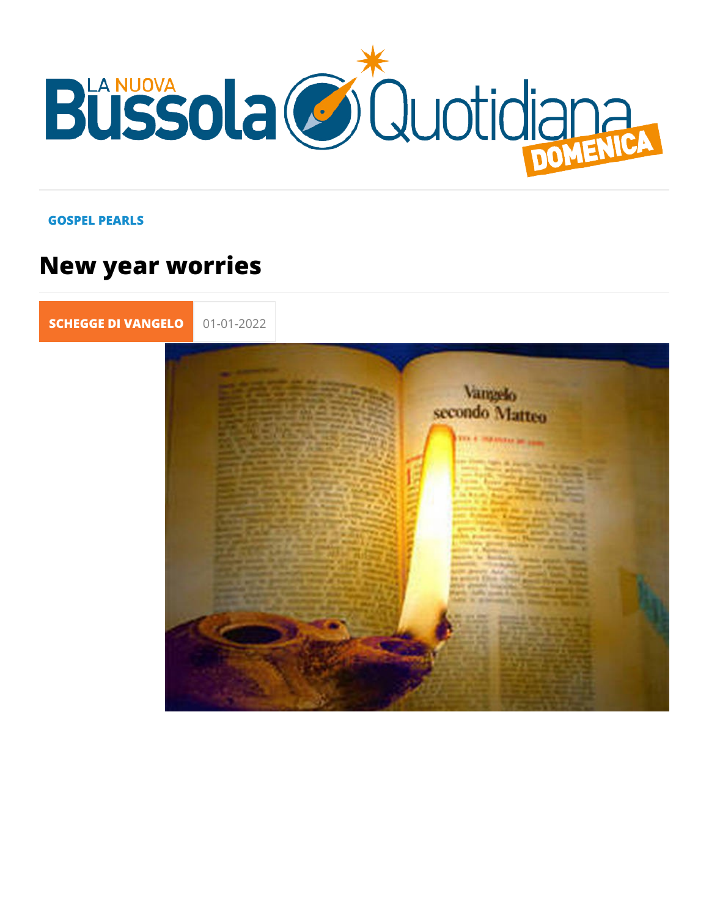GOSPEL PEARLS

# New year worries

SCHEGGE DI VANGELO 01-01-2022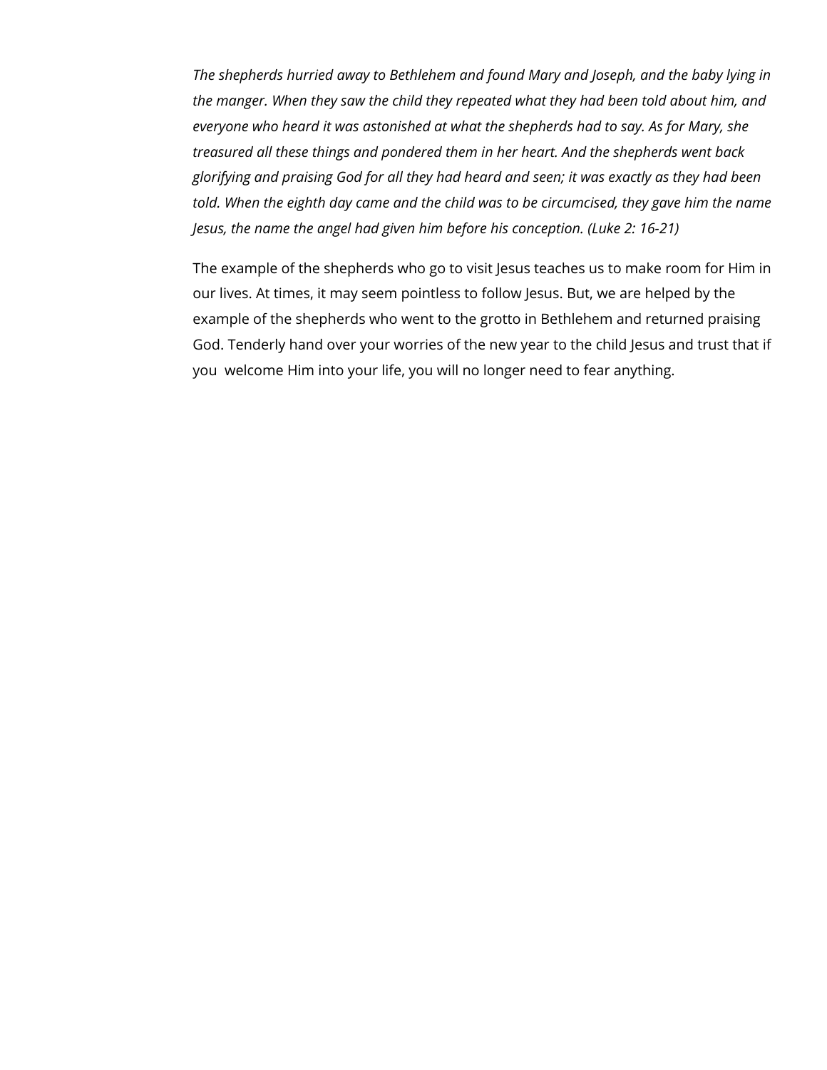*The shepherds hurried away to Bethlehem and found Mary and Joseph, and the baby lying in the manger. When they saw the child they repeated what they had been told about him, and everyone who heard it was astonished at what the shepherds had to say. As for Mary, she treasured all these things and pondered them in her heart. And the shepherds went back glorifying and praising God for all they had heard and seen; it was exactly as they had been told. When the eighth day came and the child was to be circumcised, they gave him the name Jesus, the name the angel had given him before his conception. (Luke 2: 16-21)*

The example of the shepherds who go to visit Jesus teaches us to make room for Him in our lives. At times, it may seem pointless to follow Jesus. But, we are helped by the example of the shepherds who went to the grotto in Bethlehem and returned praising God. Tenderly hand over your worries of the new year to the child Jesus and trust that if you welcome Him into your life, you will no longer need to fear anything.